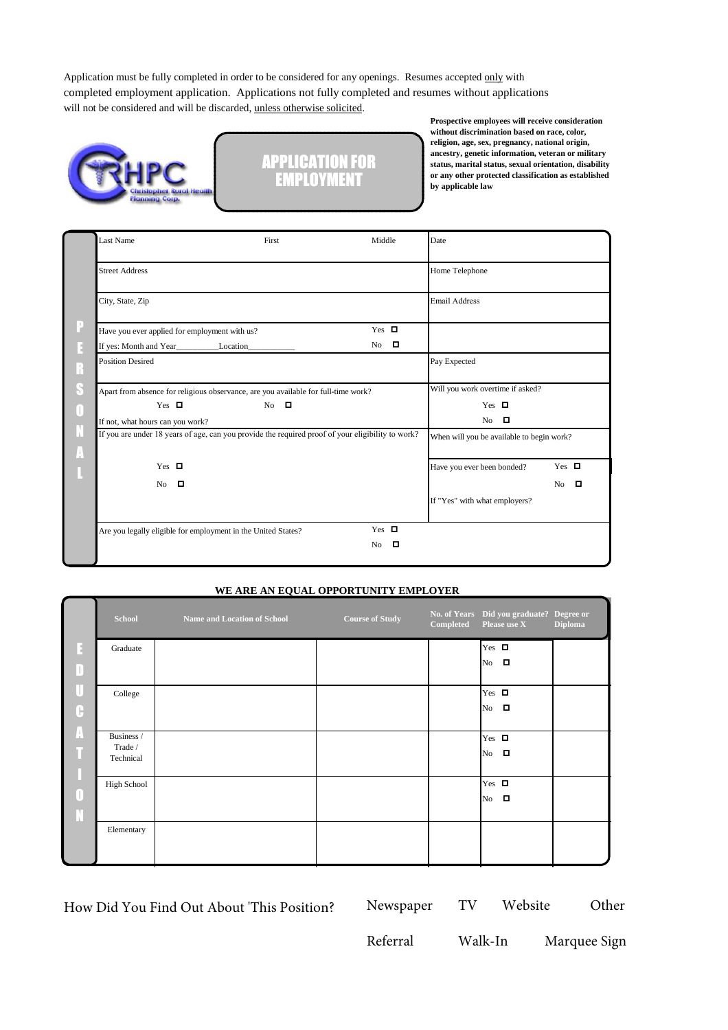Application must be fully completed in order to be considered for any openings. Resumes accepted only with completed employment application. Applications not fully completed and resumes without applications will not be considered and will be discarded, unless otherwise solicited.

CHPC Christopher Rural Health Planning Corp.

# APPLICATION FOR EMPLOYMENT

**Prospective employees will receive consideration without discrimination based on race, color, religion, age, sex, pregnancy, national origin, ancestry, genetic information, veteran or military status, marital status, sexual orientation, disability or any other protected classification as established by applicable law**

## PERSONAL

| Last Name | First | Middle | Date |
|---|---|---|---|
| Street Address | | | Home Telephone |
| City, State, Zip | | | Email Address |
| Have you ever applied for employment with us? If yes: Month and Year__________Location___________ | | Yes ☐ No ☐ | |
| Position Desired | | | Pay Expected |
| Apart from absence for religious observance, are you available for full-time work? Yes ☐ No ☐ If not, what hours can you work? | | | Will you work overtime if asked? Yes ☐ No ☐ |
| If you are under 18 years of age, can you provide the required proof of your eligibility to work? Yes ☐ No ☐ | | | When will you be available to begin work? |
| | | | Have you ever been bonded? Yes ☐ No ☐ If "Yes" with what employers? |
| Are you legally eligible for employment in the United States? | | Yes ☐ No ☐ | |

**WE ARE AN EQUAL OPPORTUNITY EMPLOYER**

## EDUCATION

| School | Name and Location of School | Course of Study | No. of Years Completed | Did you graduate? Please use X | Degree or Diploma |
|---|---|---|---|---|---|
| Graduate | | | | Yes ☐ No ☐ | |
| College | | | | Yes ☐ No ☐ | |
| Business / Trade / Technical | | | | Yes ☐ No ☐ | |
| High School | | | | Yes ☐ No ☐ | |
| Elementary | | | | | |

How Did You Find Out About 'This Position? Newspaper TV Website Other Referral Walk-In Marquee Sign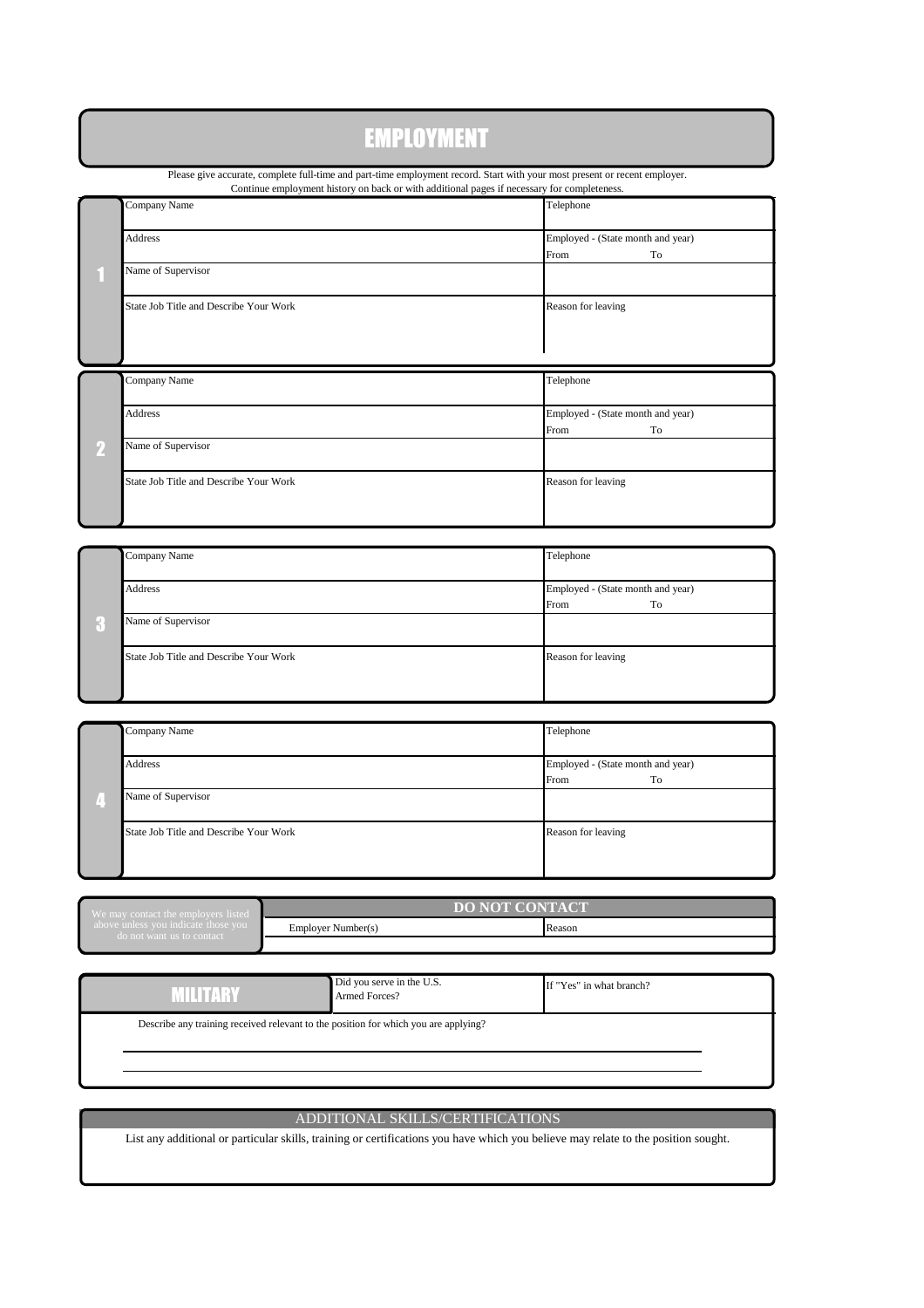# EMPLOYMENT

Please give accurate, complete full-time and part-time employment record. Start with your most present or recent employer.
Continue employment history on back or with additional pages if necessary for completeness.

| | | |
|---|---|---|
| **1** | Company Name | Telephone |
| | Address | Employed - (State month and year)<br>From To |
| | Name of Supervisor | |
| | State Job Title and Describe Your Work | Reason for leaving |

| | | |
|---|---|---|
| **2** | Company Name | Telephone |
| | Address | Employed - (State month and year)<br>From To |
| | Name of Supervisor | |
| | State Job Title and Describe Your Work | Reason for leaving |

| | | |
|---|---|---|
| **3** | Company Name | Telephone |
| | Address | Employed - (State month and year)<br>From To |
| | Name of Supervisor | |
| | State Job Title and Describe Your Work | Reason for leaving |

| | | |
|---|---|---|
| **4** | Company Name | Telephone |
| | Address | Employed - (State month and year)<br>From To |
| | Name of Supervisor | |
| | State Job Title and Describe Your Work | Reason for leaving |

We may contact the employers listed above unless you indicate those you do not want us to contact

| DO NOT CONTACT | |
|---|---|
| Employer Number(s) | Reason |
| | |

## MILITARY

| Did you serve in the U.S. Armed Forces? | If "Yes" in what branch? |
|---|---|
| | |

Describe any training received relevant to the position for which you are applying?

## ADDITIONAL SKILLS/CERTIFICATIONS

List any additional or particular skills, training or certifications you have which you believe may relate to the position sought.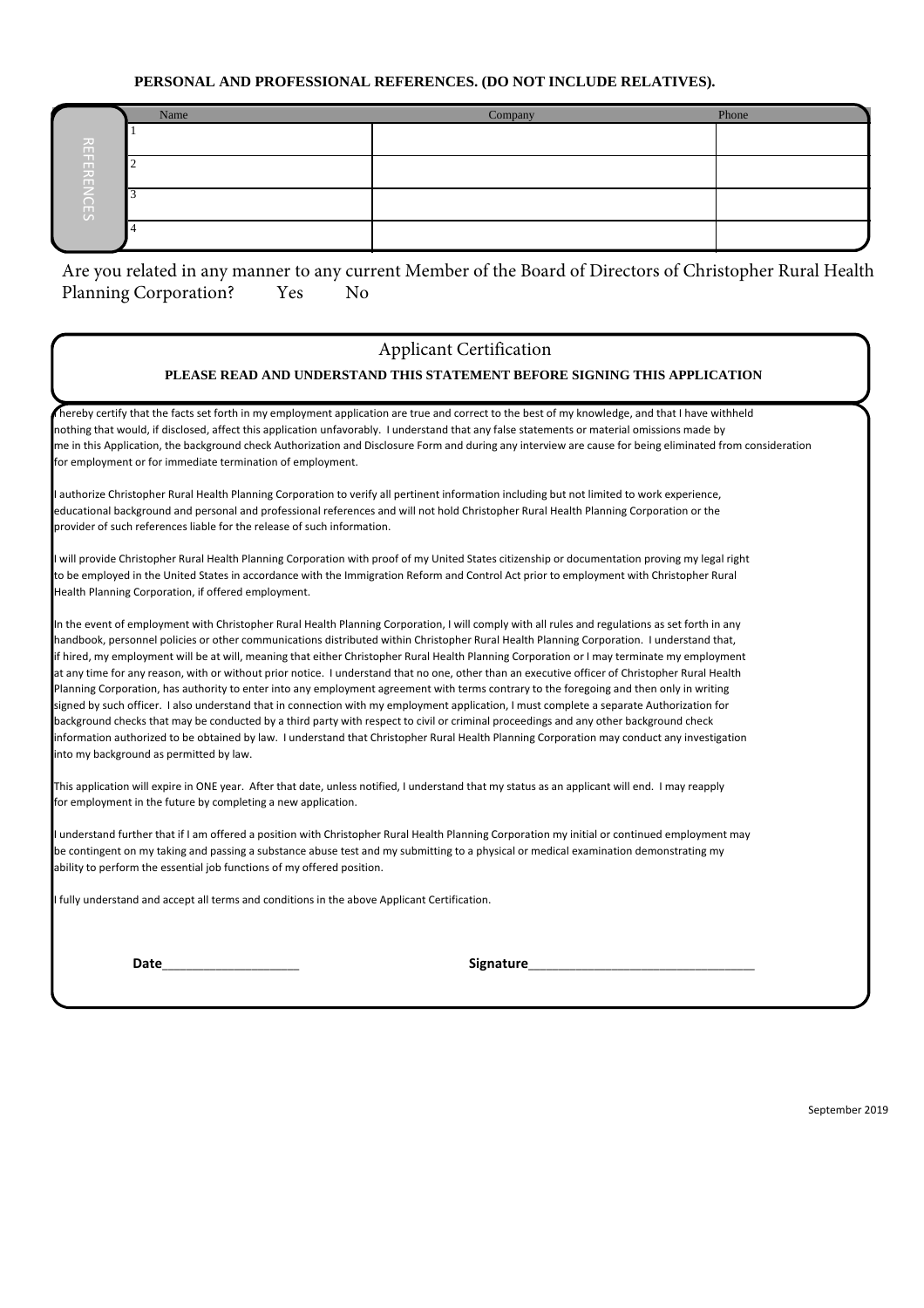**PERSONAL AND PROFESSIONAL REFERENCES. (DO NOT INCLUDE RELATIVES).**

| REFERENCES | Name | Company | Phone |
|---|---|---|---|
| | 1 | | |
| | 2 | | |
| | 3 | | |
| | 4 | | |

Are you related in any manner to any current Member of the Board of Directors of Christopher Rural Health Planning Corporation? Yes No

## Applicant Certification

**PLEASE READ AND UNDERSTAND THIS STATEMENT BEFORE SIGNING THIS APPLICATION**

I hereby certify that the facts set forth in my employment application are true and correct to the best of my knowledge, and that I have withheld nothing that would, if disclosed, affect this application unfavorably. I understand that any false statements or material omissions made by me in this Application, the background check Authorization and Disclosure Form and during any interview are cause for being eliminated from consideration for employment or for immediate termination of employment.

I authorize Christopher Rural Health Planning Corporation to verify all pertinent information including but not limited to work experience, educational background and personal and professional references and will not hold Christopher Rural Health Planning Corporation or the provider of such references liable for the release of such information.

I will provide Christopher Rural Health Planning Corporation with proof of my United States citizenship or documentation proving my legal right to be employed in the United States in accordance with the Immigration Reform and Control Act prior to employment with Christopher Rural Health Planning Corporation, if offered employment.

In the event of employment with Christopher Rural Health Planning Corporation, I will comply with all rules and regulations as set forth in any handbook, personnel policies or other communications distributed within Christopher Rural Health Planning Corporation. I understand that, if hired, my employment will be at will, meaning that either Christopher Rural Health Planning Corporation or I may terminate my employment at any time for any reason, with or without prior notice. I understand that no one, other than an executive officer of Christopher Rural Health Planning Corporation, has authority to enter into any employment agreement with terms contrary to the foregoing and then only in writing signed by such officer. I also understand that in connection with my employment application, I must complete a separate Authorization for background checks that may be conducted by a third party with respect to civil or criminal proceedings and any other background check information authorized to be obtained by law. I understand that Christopher Rural Health Planning Corporation may conduct any investigation into my background as permitted by law.

This application will expire in ONE year. After that date, unless notified, I understand that my status as an applicant will end. I may reapply for employment in the future by completing a new application.

I understand further that if I am offered a position with Christopher Rural Health Planning Corporation my initial or continued employment may be contingent on my taking and passing a substance abuse test and my submitting to a physical or medical examination demonstrating my ability to perform the essential job functions of my offered position.

I fully understand and accept all terms and conditions in the above Applicant Certification.

**Date**___________________ **Signature**_______________________________

September 2019